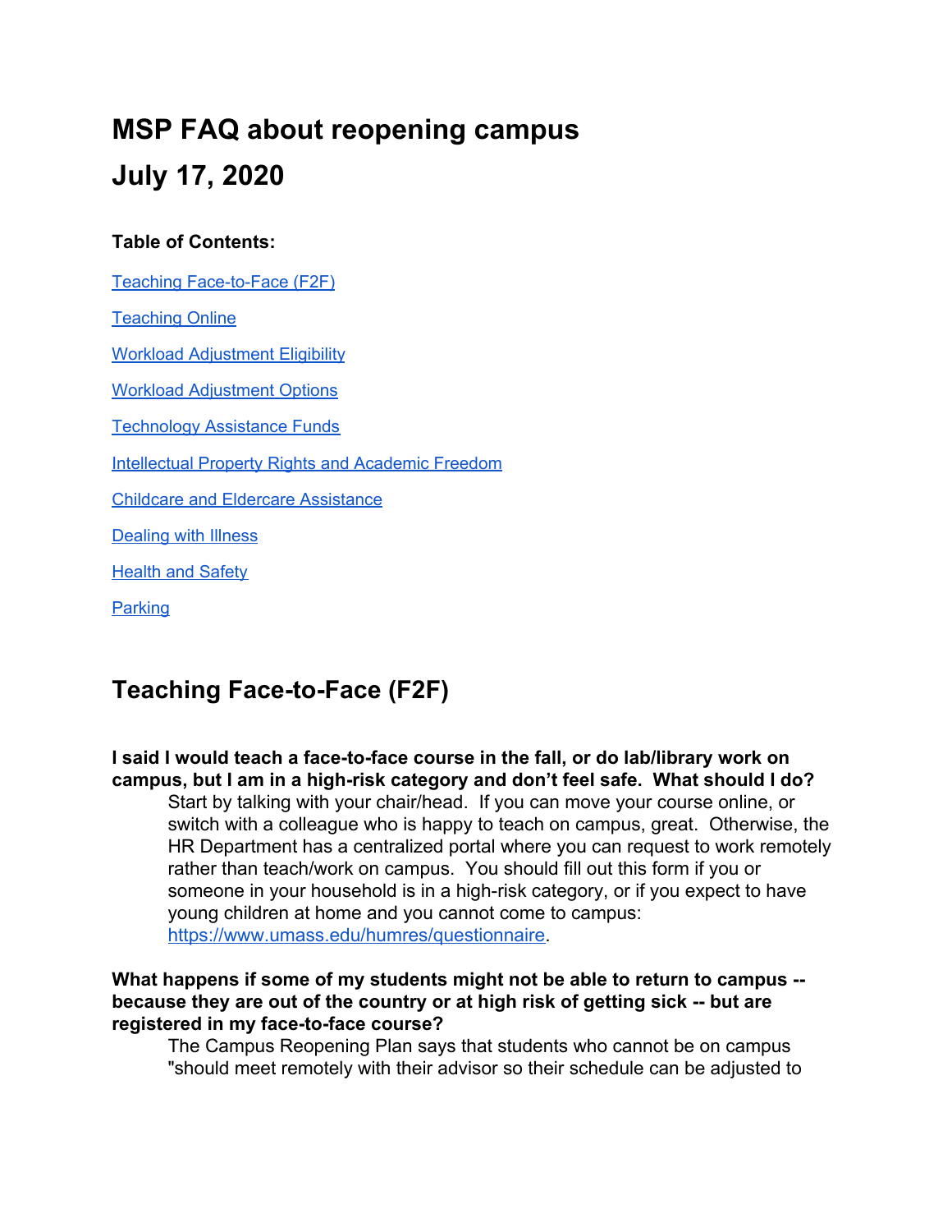# MSP FAQ about reopening campus
# July 17, 2020

**Table of Contents:**

[Teaching Face-to-Face (F2F)](#teaching-face-to-face-f2f)

[Teaching Online](#teaching-online)

[Workload Adjustment Eligibility](#workload-adjustment-eligibility)

[Workload Adjustment Options](#workload-adjustment-options)

[Technology Assistance Funds](#technology-assistance-funds)

[Intellectual Property Rights and Academic Freedom](#intellectual-property-rights-and-academic-freedom)

[Childcare and Eldercare Assistance](#childcare-and-eldercare-assistance)

[Dealing with Illness](#dealing-with-illness)

[Health and Safety](#health-and-safety)

[Parking](#parking)

## Teaching Face-to-Face (F2F)

**I said I would teach a face-to-face course in the fall, or do lab/library work on campus, but I am in a high-risk category and don't feel safe. What should I do?**

Start by talking with your chair/head. If you can move your course online, or switch with a colleague who is happy to teach on campus, great. Otherwise, the HR Department has a centralized portal where you can request to work remotely rather than teach/work on campus. You should fill out this form if you or someone in your household is in a high-risk category, or if you expect to have young children at home and you cannot come to campus: [https://www.umass.edu/humres/questionnaire](https://www.umass.edu/humres/questionnaire).

**What happens if some of my students might not be able to return to campus -- because they are out of the country or at high risk of getting sick -- but are registered in my face-to-face course?**

The Campus Reopening Plan says that students who cannot be on campus "should meet remotely with their advisor so their schedule can be adjusted to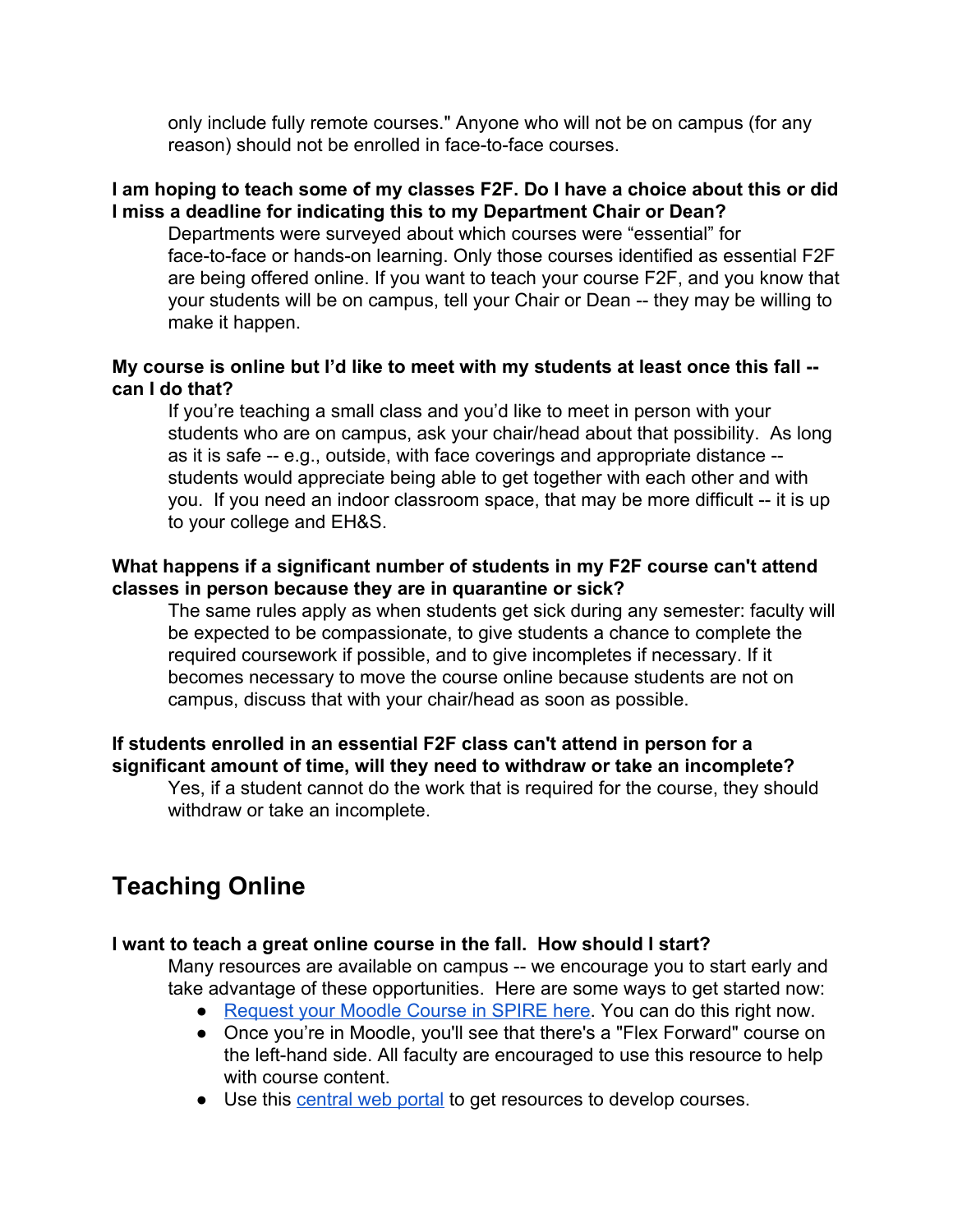only include fully remote courses." Anyone who will not be on campus (for any reason) should not be enrolled in face-to-face courses.

**I am hoping to teach some of my classes F2F. Do I have a choice about this or did I miss a deadline for indicating this to my Department Chair or Dean?**

Departments were surveyed about which courses were "essential" for face-to-face or hands-on learning. Only those courses identified as essential F2F are being offered online. If you want to teach your course F2F, and you know that your students will be on campus, tell your Chair or Dean -- they may be willing to make it happen.

**My course is online but I'd like to meet with my students at least once this fall -- can I do that?**

If you're teaching a small class and you'd like to meet in person with your students who are on campus, ask your chair/head about that possibility. As long as it is safe -- e.g., outside, with face coverings and appropriate distance -- students would appreciate being able to get together with each other and with you. If you need an indoor classroom space, that may be more difficult -- it is up to your college and EH&S.

**What happens if a significant number of students in my F2F course can't attend classes in person because they are in quarantine or sick?**

The same rules apply as when students get sick during any semester: faculty will be expected to be compassionate, to give students a chance to complete the required coursework if possible, and to give incompletes if necessary. If it becomes necessary to move the course online because students are not on campus, discuss that with your chair/head as soon as possible.

**If students enrolled in an essential F2F class can't attend in person for a significant amount of time, will they need to withdraw or take an incomplete?**

Yes, if a student cannot do the work that is required for the course, they should withdraw or take an incomplete.

## Teaching Online

**I want to teach a great online course in the fall. How should I start?**

Many resources are available on campus -- we encourage you to start early and take advantage of these opportunities. Here are some ways to get started now:

- Request your Moodle Course in SPIRE here. You can do this right now.
- Once you're in Moodle, you'll see that there's a "Flex Forward" course on the left-hand side. All faculty are encouraged to use this resource to help with course content.
- Use this central web portal to get resources to develop courses.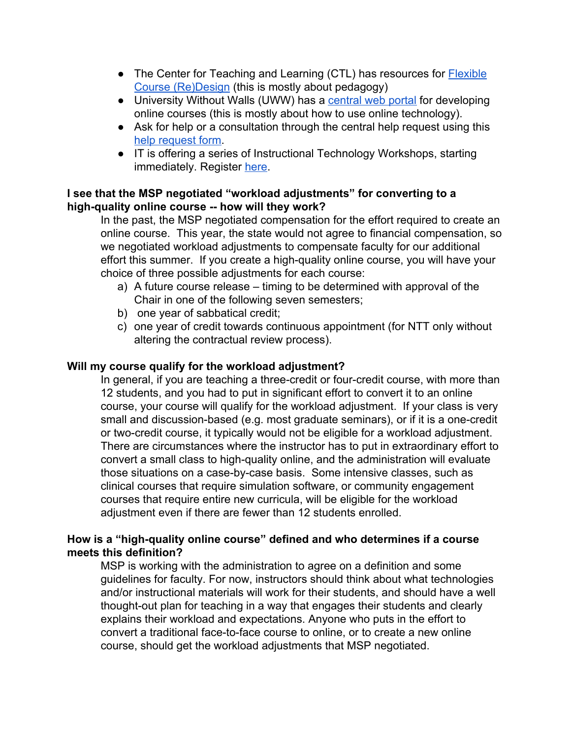- The Center for Teaching and Learning (CTL) has resources for Flexible Course (Re)Design (this is mostly about pedagogy)
- University Without Walls (UWW) has a central web portal for developing online courses (this is mostly about how to use online technology).
- Ask for help or a consultation through the central help request using this help request form.
- IT is offering a series of Instructional Technology Workshops, starting immediately. Register here.

**I see that the MSP negotiated "workload adjustments" for converting to a high-quality online course -- how will they work?**

In the past, the MSP negotiated compensation for the effort required to create an online course. This year, the state would not agree to financial compensation, so we negotiated workload adjustments to compensate faculty for our additional effort this summer. If you create a high-quality online course, you will have your choice of three possible adjustments for each course:

a) A future course release – timing to be determined with approval of the Chair in one of the following seven semesters;
b) one year of sabbatical credit;
c) one year of credit towards continuous appointment (for NTT only without altering the contractual review process).

**Will my course qualify for the workload adjustment?**

In general, if you are teaching a three-credit or four-credit course, with more than 12 students, and you had to put in significant effort to convert it to an online course, your course will qualify for the workload adjustment. If your class is very small and discussion-based (e.g. most graduate seminars), or if it is a one-credit or two-credit course, it typically would not be eligible for a workload adjustment. There are circumstances where the instructor has to put in extraordinary effort to convert a small class to high-quality online, and the administration will evaluate those situations on a case-by-case basis. Some intensive classes, such as clinical courses that require simulation software, or community engagement courses that require entire new curricula, will be eligible for the workload adjustment even if there are fewer than 12 students enrolled.

**How is a "high-quality online course" defined and who determines if a course meets this definition?**

MSP is working with the administration to agree on a definition and some guidelines for faculty. For now, instructors should think about what technologies and/or instructional materials will work for their students, and should have a well thought-out plan for teaching in a way that engages their students and clearly explains their workload and expectations. Anyone who puts in the effort to convert a traditional face-to-face course to online, or to create a new online course, should get the workload adjustments that MSP negotiated.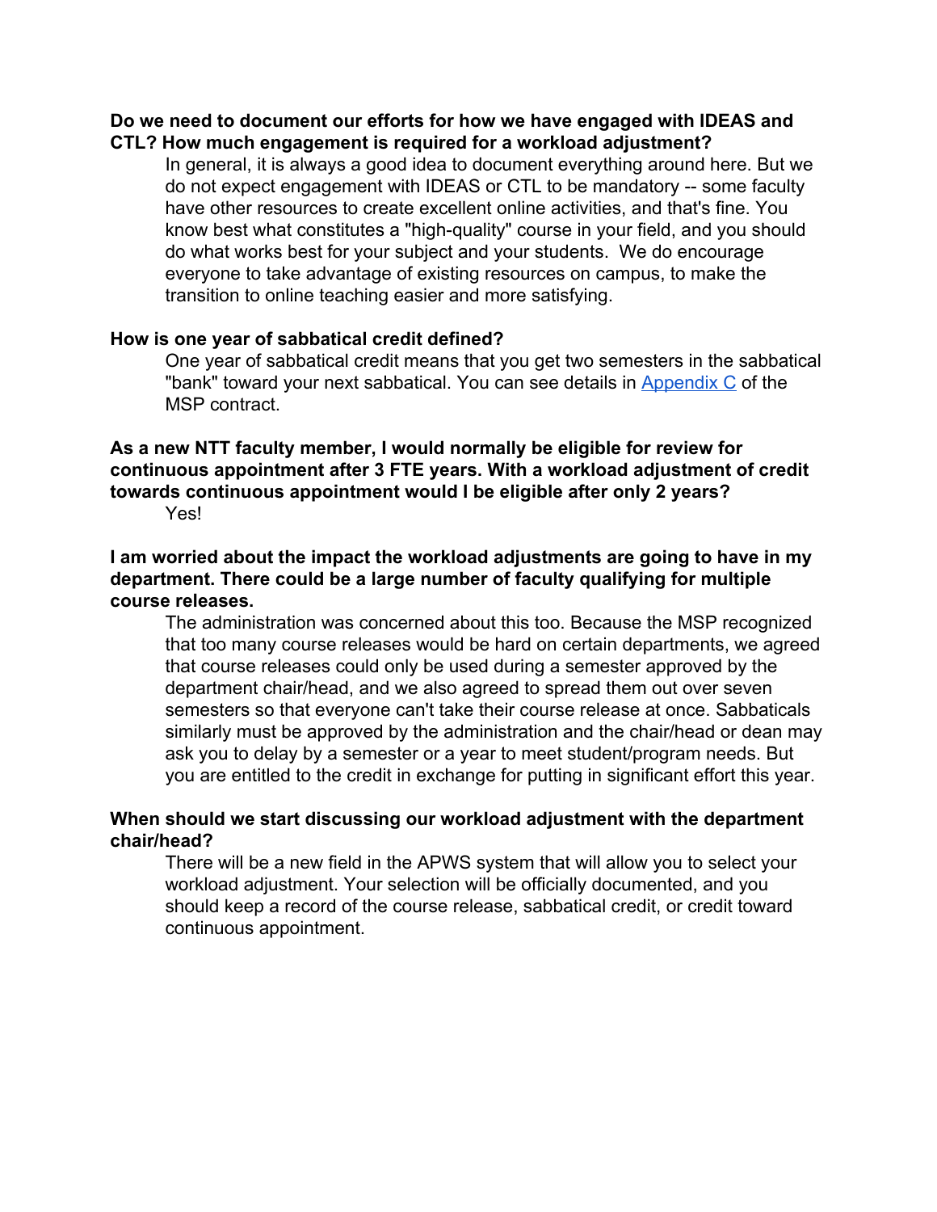**Do we need to document our efforts for how we have engaged with IDEAS and CTL? How much engagement is required for a workload adjustment?**

In general, it is always a good idea to document everything around here. But we do not expect engagement with IDEAS or CTL to be mandatory -- some faculty have other resources to create excellent online activities, and that's fine. You know best what constitutes a "high-quality" course in your field, and you should do what works best for your subject and your students. We do encourage everyone to take advantage of existing resources on campus, to make the transition to online teaching easier and more satisfying.

**How is one year of sabbatical credit defined?**

One year of sabbatical credit means that you get two semesters in the sabbatical "bank" toward your next sabbatical. You can see details in Appendix C of the MSP contract.

**As a new NTT faculty member, I would normally be eligible for review for continuous appointment after 3 FTE years. With a workload adjustment of credit towards continuous appointment would I be eligible after only 2 years?**

Yes!

**I am worried about the impact the workload adjustments are going to have in my department. There could be a large number of faculty qualifying for multiple course releases.**

The administration was concerned about this too. Because the MSP recognized that too many course releases would be hard on certain departments, we agreed that course releases could only be used during a semester approved by the department chair/head, and we also agreed to spread them out over seven semesters so that everyone can't take their course release at once. Sabbaticals similarly must be approved by the administration and the chair/head or dean may ask you to delay by a semester or a year to meet student/program needs. But you are entitled to the credit in exchange for putting in significant effort this year.

**When should we start discussing our workload adjustment with the department chair/head?**

There will be a new field in the APWS system that will allow you to select your workload adjustment. Your selection will be officially documented, and you should keep a record of the course release, sabbatical credit, or credit toward continuous appointment.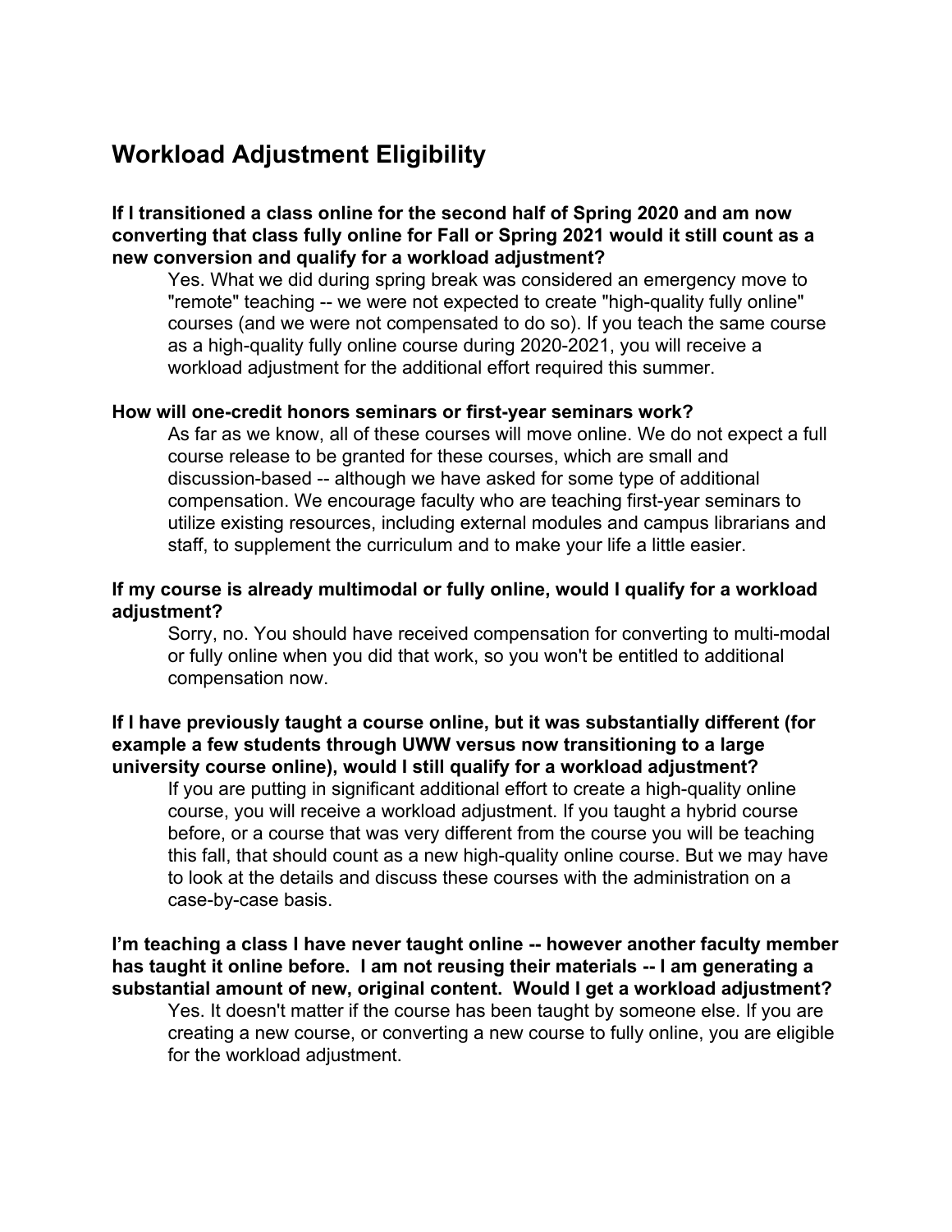## Workload Adjustment Eligibility

**If I transitioned a class online for the second half of Spring 2020 and am now converting that class fully online for Fall or Spring 2021 would it still count as a new conversion and qualify for a workload adjustment?**

Yes. What we did during spring break was considered an emergency move to "remote" teaching -- we were not expected to create "high-quality fully online" courses (and we were not compensated to do so). If you teach the same course as a high-quality fully online course during 2020-2021, you will receive a workload adjustment for the additional effort required this summer.

**How will one-credit honors seminars or first-year seminars work?**

As far as we know, all of these courses will move online. We do not expect a full course release to be granted for these courses, which are small and discussion-based -- although we have asked for some type of additional compensation. We encourage faculty who are teaching first-year seminars to utilize existing resources, including external modules and campus librarians and staff, to supplement the curriculum and to make your life a little easier.

**If my course is already multimodal or fully online, would I qualify for a workload adjustment?**

Sorry, no. You should have received compensation for converting to multi-modal or fully online when you did that work, so you won't be entitled to additional compensation now.

**If I have previously taught a course online, but it was substantially different (for example a few students through UWW versus now transitioning to a large university course online), would I still qualify for a workload adjustment?**

If you are putting in significant additional effort to create a high-quality online course, you will receive a workload adjustment. If you taught a hybrid course before, or a course that was very different from the course you will be teaching this fall, that should count as a new high-quality online course. But we may have to look at the details and discuss these courses with the administration on a case-by-case basis.

**I'm teaching a class I have never taught online -- however another faculty member has taught it online before. I am not reusing their materials -- I am generating a substantial amount of new, original content. Would I get a workload adjustment?**

Yes. It doesn't matter if the course has been taught by someone else. If you are creating a new course, or converting a new course to fully online, you are eligible for the workload adjustment.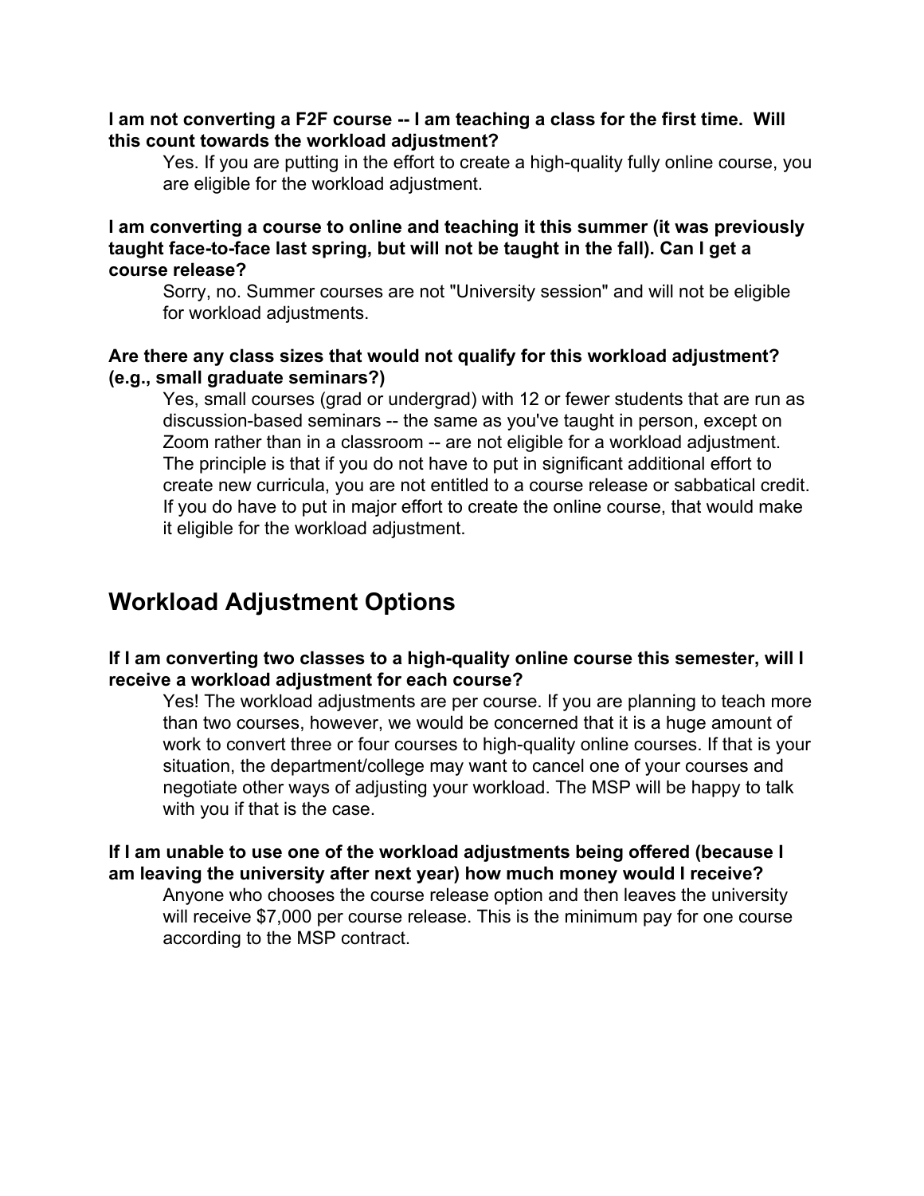**I am not converting a F2F course -- I am teaching a class for the first time. Will this count towards the workload adjustment?**

Yes. If you are putting in the effort to create a high-quality fully online course, you are eligible for the workload adjustment.

**I am converting a course to online and teaching it this summer (it was previously taught face-to-face last spring, but will not be taught in the fall). Can I get a course release?**

Sorry, no. Summer courses are not "University session" and will not be eligible for workload adjustments.

**Are there any class sizes that would not qualify for this workload adjustment? (e.g., small graduate seminars?)**

Yes, small courses (grad or undergrad) with 12 or fewer students that are run as discussion-based seminars -- the same as you've taught in person, except on Zoom rather than in a classroom -- are not eligible for a workload adjustment. The principle is that if you do not have to put in significant additional effort to create new curricula, you are not entitled to a course release or sabbatical credit. If you do have to put in major effort to create the online course, that would make it eligible for the workload adjustment.

## Workload Adjustment Options

**If I am converting two classes to a high-quality online course this semester, will I receive a workload adjustment for each course?**

Yes! The workload adjustments are per course. If you are planning to teach more than two courses, however, we would be concerned that it is a huge amount of work to convert three or four courses to high-quality online courses. If that is your situation, the department/college may want to cancel one of your courses and negotiate other ways of adjusting your workload. The MSP will be happy to talk with you if that is the case.

**If I am unable to use one of the workload adjustments being offered (because I am leaving the university after next year) how much money would I receive?**

Anyone who chooses the course release option and then leaves the university will receive $7,000 per course release. This is the minimum pay for one course according to the MSP contract.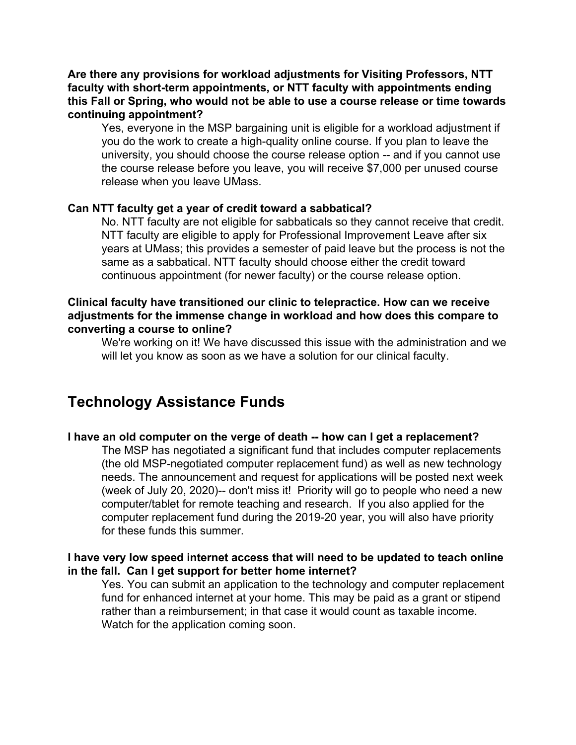**Are there any provisions for workload adjustments for Visiting Professors, NTT faculty with short-term appointments, or NTT faculty with appointments ending this Fall or Spring, who would not be able to use a course release or time towards continuing appointment?**

Yes, everyone in the MSP bargaining unit is eligible for a workload adjustment if you do the work to create a high-quality online course. If you plan to leave the university, you should choose the course release option -- and if you cannot use the course release before you leave, you will receive $7,000 per unused course release when you leave UMass.

**Can NTT faculty get a year of credit toward a sabbatical?**

No. NTT faculty are not eligible for sabbaticals so they cannot receive that credit. NTT faculty are eligible to apply for Professional Improvement Leave after six years at UMass; this provides a semester of paid leave but the process is not the same as a sabbatical. NTT faculty should choose either the credit toward continuous appointment (for newer faculty) or the course release option.

**Clinical faculty have transitioned our clinic to telepractice. How can we receive adjustments for the immense change in workload and how does this compare to converting a course to online?**

We're working on it! We have discussed this issue with the administration and we will let you know as soon as we have a solution for our clinical faculty.

## Technology Assistance Funds

**I have an old computer on the verge of death -- how can I get a replacement?**

The MSP has negotiated a significant fund that includes computer replacements (the old MSP-negotiated computer replacement fund) as well as new technology needs. The announcement and request for applications will be posted next week (week of July 20, 2020)-- don't miss it! Priority will go to people who need a new computer/tablet for remote teaching and research. If you also applied for the computer replacement fund during the 2019-20 year, you will also have priority for these funds this summer.

**I have very low speed internet access that will need to be updated to teach online in the fall. Can I get support for better home internet?**

Yes. You can submit an application to the technology and computer replacement fund for enhanced internet at your home. This may be paid as a grant or stipend rather than a reimbursement; in that case it would count as taxable income. Watch for the application coming soon.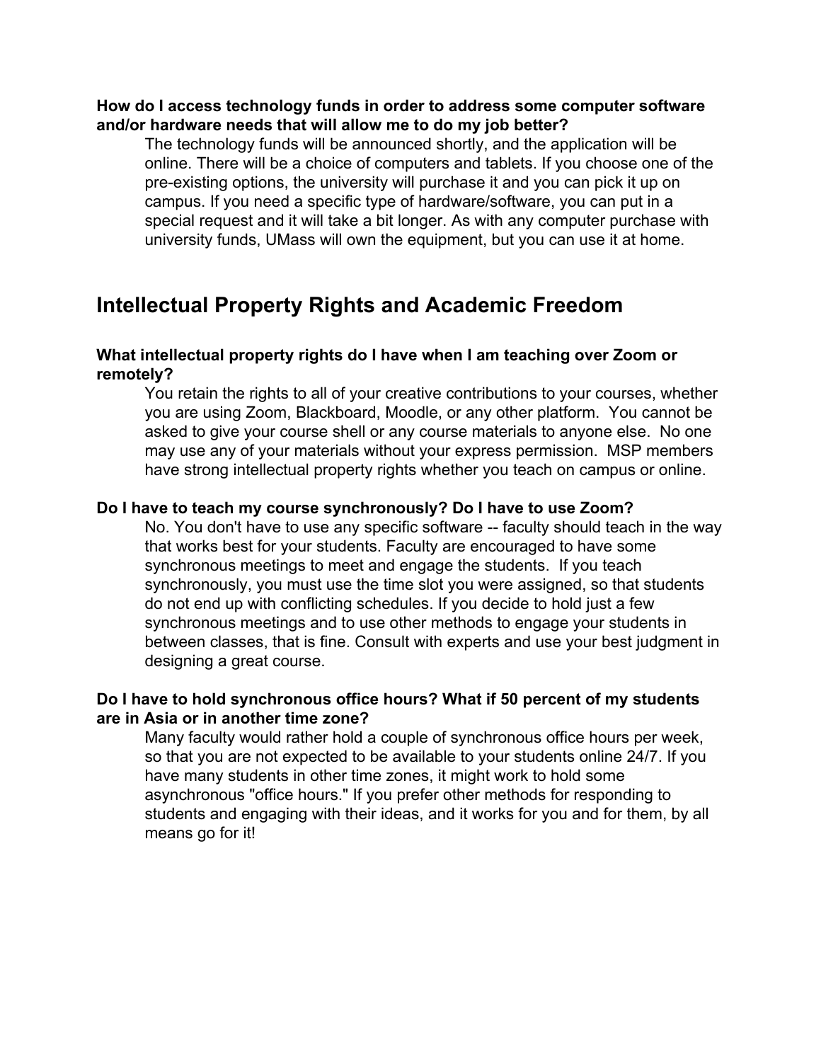**How do I access technology funds in order to address some computer software and/or hardware needs that will allow me to do my job better?**

The technology funds will be announced shortly, and the application will be online. There will be a choice of computers and tablets. If you choose one of the pre-existing options, the university will purchase it and you can pick it up on campus. If you need a specific type of hardware/software, you can put in a special request and it will take a bit longer. As with any computer purchase with university funds, UMass will own the equipment, but you can use it at home.

## Intellectual Property Rights and Academic Freedom

**What intellectual property rights do I have when I am teaching over Zoom or remotely?**

You retain the rights to all of your creative contributions to your courses, whether you are using Zoom, Blackboard, Moodle, or any other platform. You cannot be asked to give your course shell or any course materials to anyone else. No one may use any of your materials without your express permission. MSP members have strong intellectual property rights whether you teach on campus or online.

**Do I have to teach my course synchronously? Do I have to use Zoom?**

No. You don't have to use any specific software -- faculty should teach in the way that works best for your students. Faculty are encouraged to have some synchronous meetings to meet and engage the students. If you teach synchronously, you must use the time slot you were assigned, so that students do not end up with conflicting schedules. If you decide to hold just a few synchronous meetings and to use other methods to engage your students in between classes, that is fine. Consult with experts and use your best judgment in designing a great course.

**Do I have to hold synchronous office hours? What if 50 percent of my students are in Asia or in another time zone?**

Many faculty would rather hold a couple of synchronous office hours per week, so that you are not expected to be available to your students online 24/7. If you have many students in other time zones, it might work to hold some asynchronous "office hours." If you prefer other methods for responding to students and engaging with their ideas, and it works for you and for them, by all means go for it!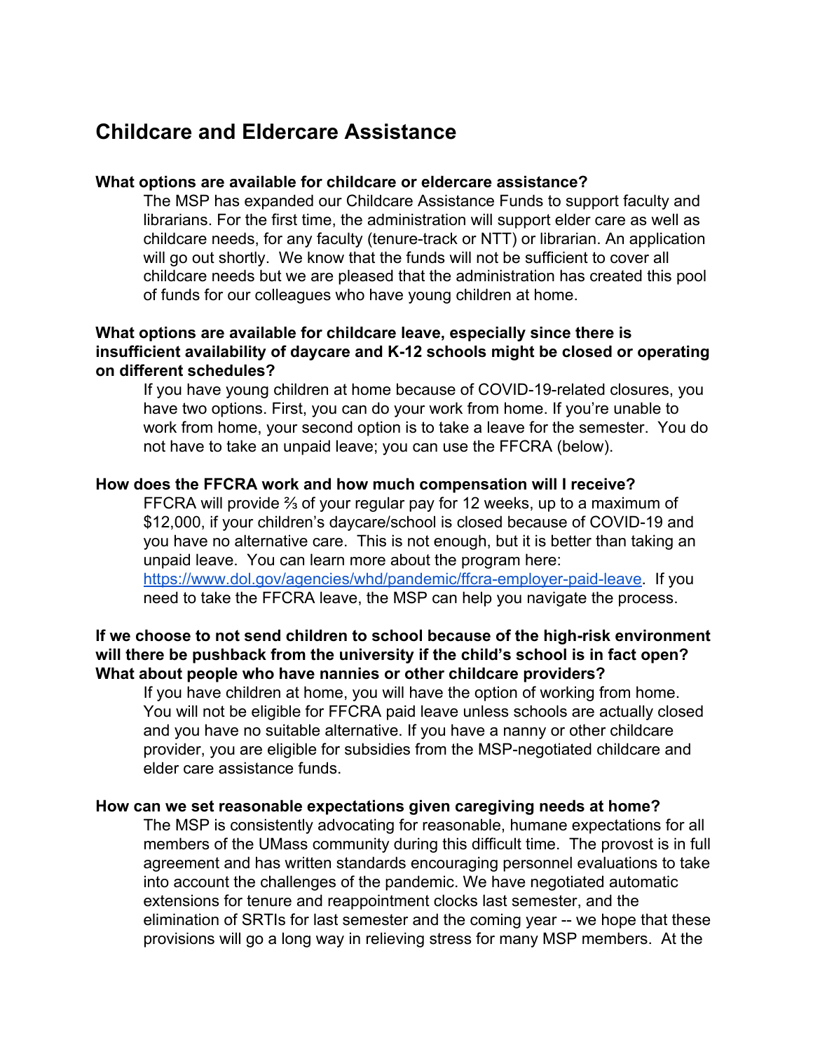## Childcare and Eldercare Assistance

**What options are available for childcare or eldercare assistance?**

The MSP has expanded our Childcare Assistance Funds to support faculty and librarians. For the first time, the administration will support elder care as well as childcare needs, for any faculty (tenure-track or NTT) or librarian. An application will go out shortly. We know that the funds will not be sufficient to cover all childcare needs but we are pleased that the administration has created this pool of funds for our colleagues who have young children at home.

**What options are available for childcare leave, especially since there is insufficient availability of daycare and K-12 schools might be closed or operating on different schedules?**

If you have young children at home because of COVID-19-related closures, you have two options. First, you can do your work from home. If you're unable to work from home, your second option is to take a leave for the semester. You do not have to take an unpaid leave; you can use the FFCRA (below).

**How does the FFCRA work and how much compensation will I receive?**

FFCRA will provide ⅔ of your regular pay for 12 weeks, up to a maximum of $12,000, if your children's daycare/school is closed because of COVID-19 and you have no alternative care. This is not enough, but it is better than taking an unpaid leave. You can learn more about the program here: [https://www.dol.gov/agencies/whd/pandemic/ffcra-employer-paid-leave](https://www.dol.gov/agencies/whd/pandemic/ffcra-employer-paid-leave). If you need to take the FFCRA leave, the MSP can help you navigate the process.

**If we choose to not send children to school because of the high-risk environment will there be pushback from the university if the child's school is in fact open? What about people who have nannies or other childcare providers?**

If you have children at home, you will have the option of working from home. You will not be eligible for FFCRA paid leave unless schools are actually closed and you have no suitable alternative. If you have a nanny or other childcare provider, you are eligible for subsidies from the MSP-negotiated childcare and elder care assistance funds.

**How can we set reasonable expectations given caregiving needs at home?**

The MSP is consistently advocating for reasonable, humane expectations for all members of the UMass community during this difficult time. The provost is in full agreement and has written standards encouraging personnel evaluations to take into account the challenges of the pandemic. We have negotiated automatic extensions for tenure and reappointment clocks last semester, and the elimination of SRTIs for last semester and the coming year -- we hope that these provisions will go a long way in relieving stress for many MSP members. At the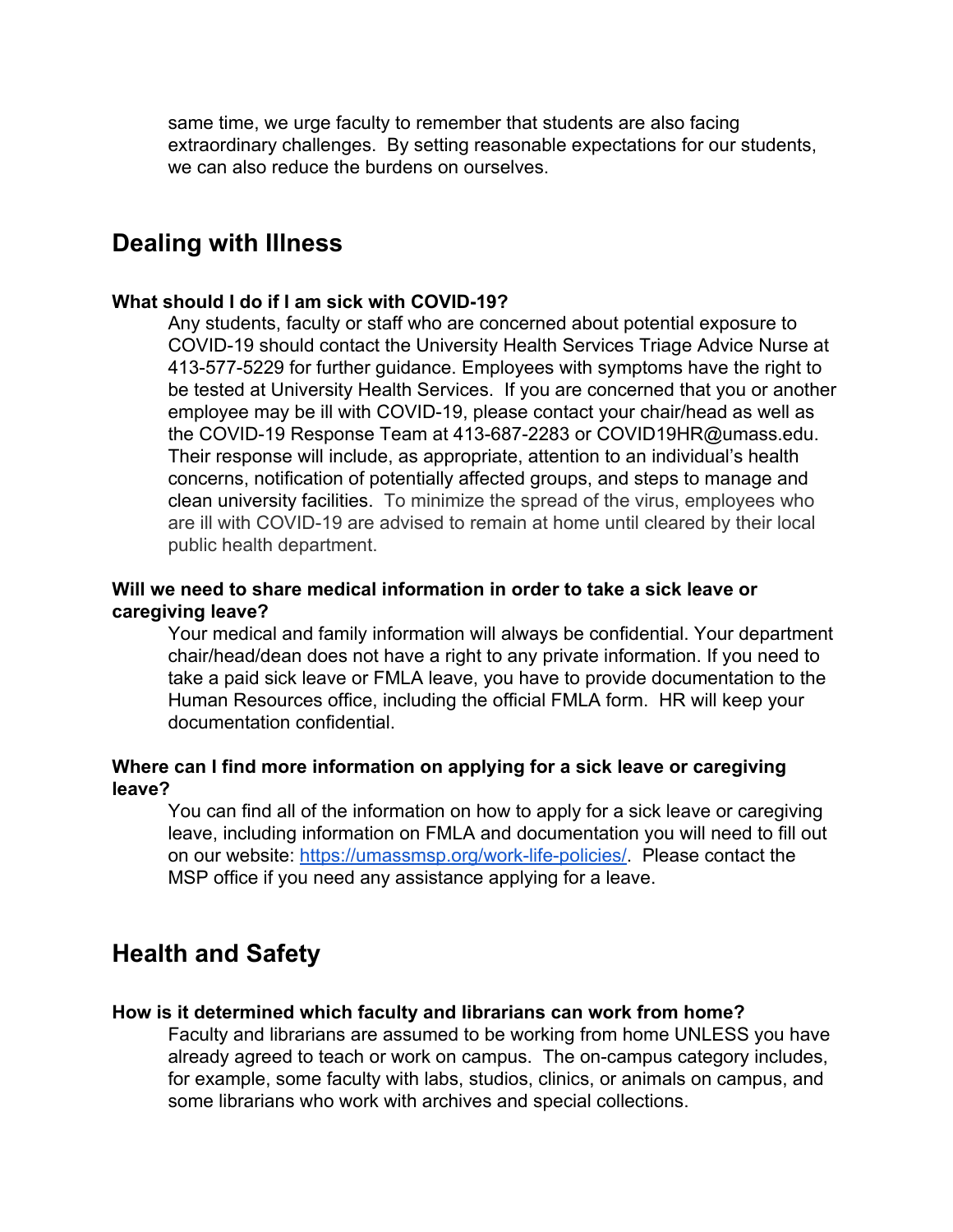same time, we urge faculty to remember that students are also facing extraordinary challenges. By setting reasonable expectations for our students, we can also reduce the burdens on ourselves.

## Dealing with Illness

### What should I do if I am sick with COVID-19?

Any students, faculty or staff who are concerned about potential exposure to COVID-19 should contact the University Health Services Triage Advice Nurse at 413-577-5229 for further guidance. Employees with symptoms have the right to be tested at University Health Services. If you are concerned that you or another employee may be ill with COVID-19, please contact your chair/head as well as the COVID-19 Response Team at 413-687-2283 or COVID19HR@umass.edu. Their response will include, as appropriate, attention to an individual's health concerns, notification of potentially affected groups, and steps to manage and clean university facilities. To minimize the spread of the virus, employees who are ill with COVID-19 are advised to remain at home until cleared by their local public health department.

### Will we need to share medical information in order to take a sick leave or caregiving leave?

Your medical and family information will always be confidential. Your department chair/head/dean does not have a right to any private information. If you need to take a paid sick leave or FMLA leave, you have to provide documentation to the Human Resources office, including the official FMLA form. HR will keep your documentation confidential.

### Where can I find more information on applying for a sick leave or caregiving leave?

You can find all of the information on how to apply for a sick leave or caregiving leave, including information on FMLA and documentation you will need to fill out on our website: [https://umassmsp.org/work-life-policies/](https://umassmsp.org/work-life-policies/). Please contact the MSP office if you need any assistance applying for a leave.

## Health and Safety

### How is it determined which faculty and librarians can work from home?

Faculty and librarians are assumed to be working from home UNLESS you have already agreed to teach or work on campus. The on-campus category includes, for example, some faculty with labs, studios, clinics, or animals on campus, and some librarians who work with archives and special collections.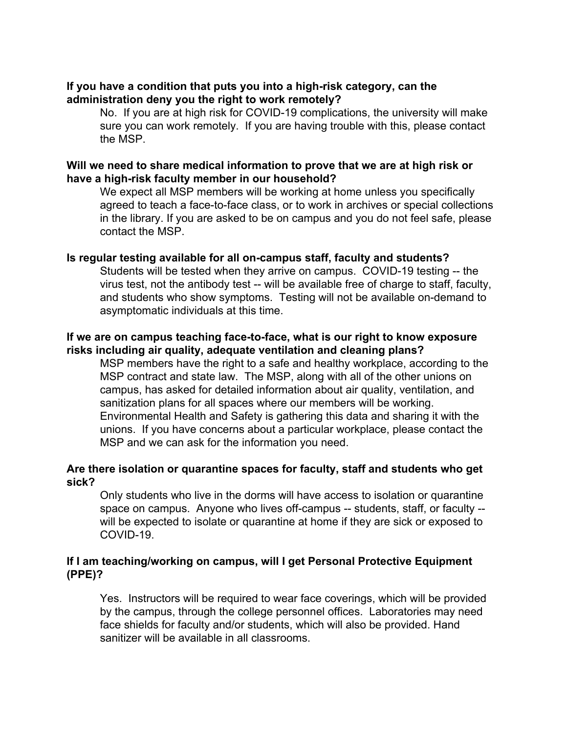**If you have a condition that puts you into a high-risk category, can the administration deny you the right to work remotely?**

No. If you are at high risk for COVID-19 complications, the university will make sure you can work remotely. If you are having trouble with this, please contact the MSP.

**Will we need to share medical information to prove that we are at high risk or have a high-risk faculty member in our household?**

We expect all MSP members will be working at home unless you specifically agreed to teach a face-to-face class, or to work in archives or special collections in the library. If you are asked to be on campus and you do not feel safe, please contact the MSP.

**Is regular testing available for all on-campus staff, faculty and students?**

Students will be tested when they arrive on campus. COVID-19 testing -- the virus test, not the antibody test -- will be available free of charge to staff, faculty, and students who show symptoms. Testing will not be available on-demand to asymptomatic individuals at this time.

**If we are on campus teaching face-to-face, what is our right to know exposure risks including air quality, adequate ventilation and cleaning plans?**

MSP members have the right to a safe and healthy workplace, according to the MSP contract and state law. The MSP, along with all of the other unions on campus, has asked for detailed information about air quality, ventilation, and sanitization plans for all spaces where our members will be working. Environmental Health and Safety is gathering this data and sharing it with the unions. If you have concerns about a particular workplace, please contact the MSP and we can ask for the information you need.

**Are there isolation or quarantine spaces for faculty, staff and students who get sick?**

Only students who live in the dorms will have access to isolation or quarantine space on campus. Anyone who lives off-campus -- students, staff, or faculty -- will be expected to isolate or quarantine at home if they are sick or exposed to COVID-19.

**If I am teaching/working on campus, will I get Personal Protective Equipment (PPE)?**

Yes. Instructors will be required to wear face coverings, which will be provided by the campus, through the college personnel offices. Laboratories may need face shields for faculty and/or students, which will also be provided. Hand sanitizer will be available in all classrooms.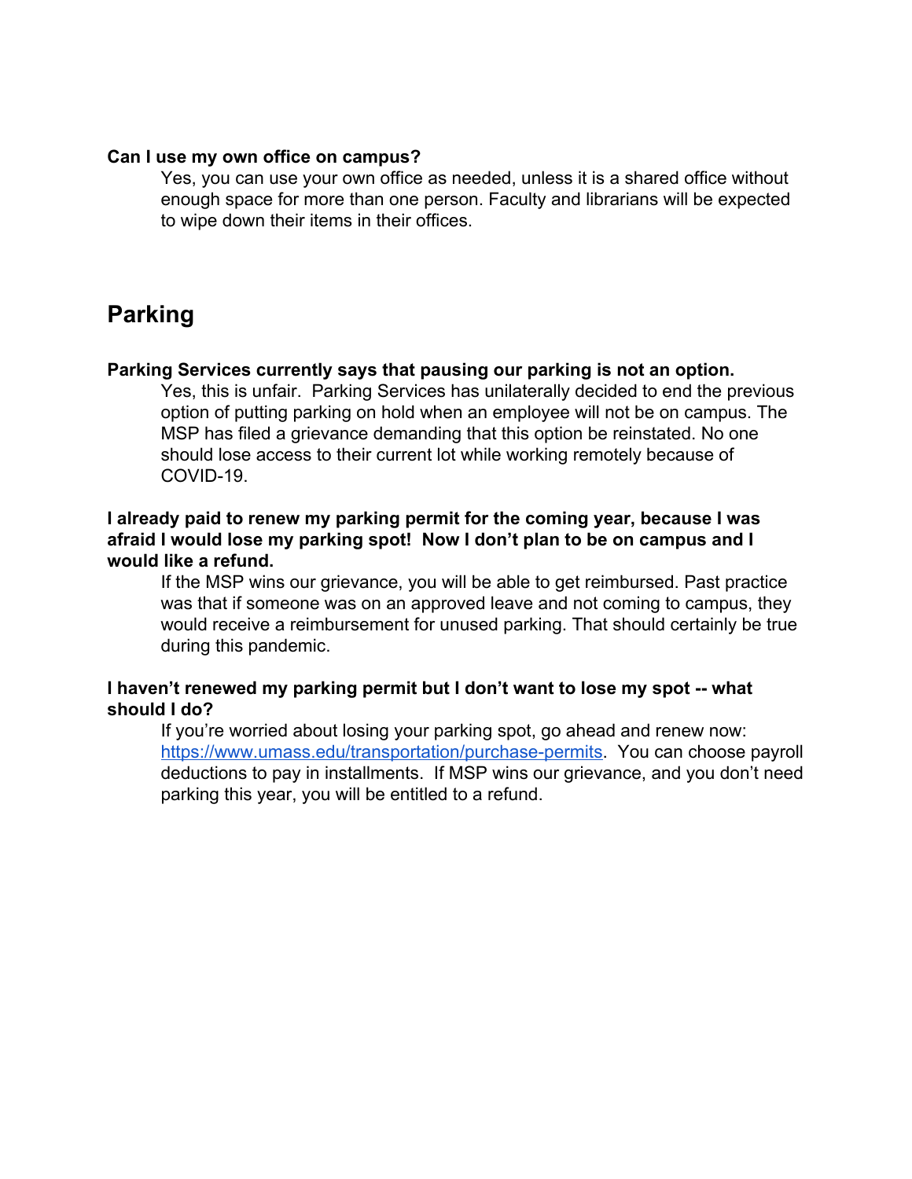**Can I use my own office on campus?**

Yes, you can use your own office as needed, unless it is a shared office without enough space for more than one person. Faculty and librarians will be expected to wipe down their items in their offices.

## Parking

**Parking Services currently says that pausing our parking is not an option.**

Yes, this is unfair. Parking Services has unilaterally decided to end the previous option of putting parking on hold when an employee will not be on campus. The MSP has filed a grievance demanding that this option be reinstated. No one should lose access to their current lot while working remotely because of COVID-19.

**I already paid to renew my parking permit for the coming year, because I was afraid I would lose my parking spot! Now I don't plan to be on campus and I would like a refund.**

If the MSP wins our grievance, you will be able to get reimbursed. Past practice was that if someone was on an approved leave and not coming to campus, they would receive a reimbursement for unused parking. That should certainly be true during this pandemic.

**I haven't renewed my parking permit but I don't want to lose my spot -- what should I do?**

If you're worried about losing your parking spot, go ahead and renew now: [https://www.umass.edu/transportation/purchase-permits](https://www.umass.edu/transportation/purchase-permits). You can choose payroll deductions to pay in installments. If MSP wins our grievance, and you don't need parking this year, you will be entitled to a refund.